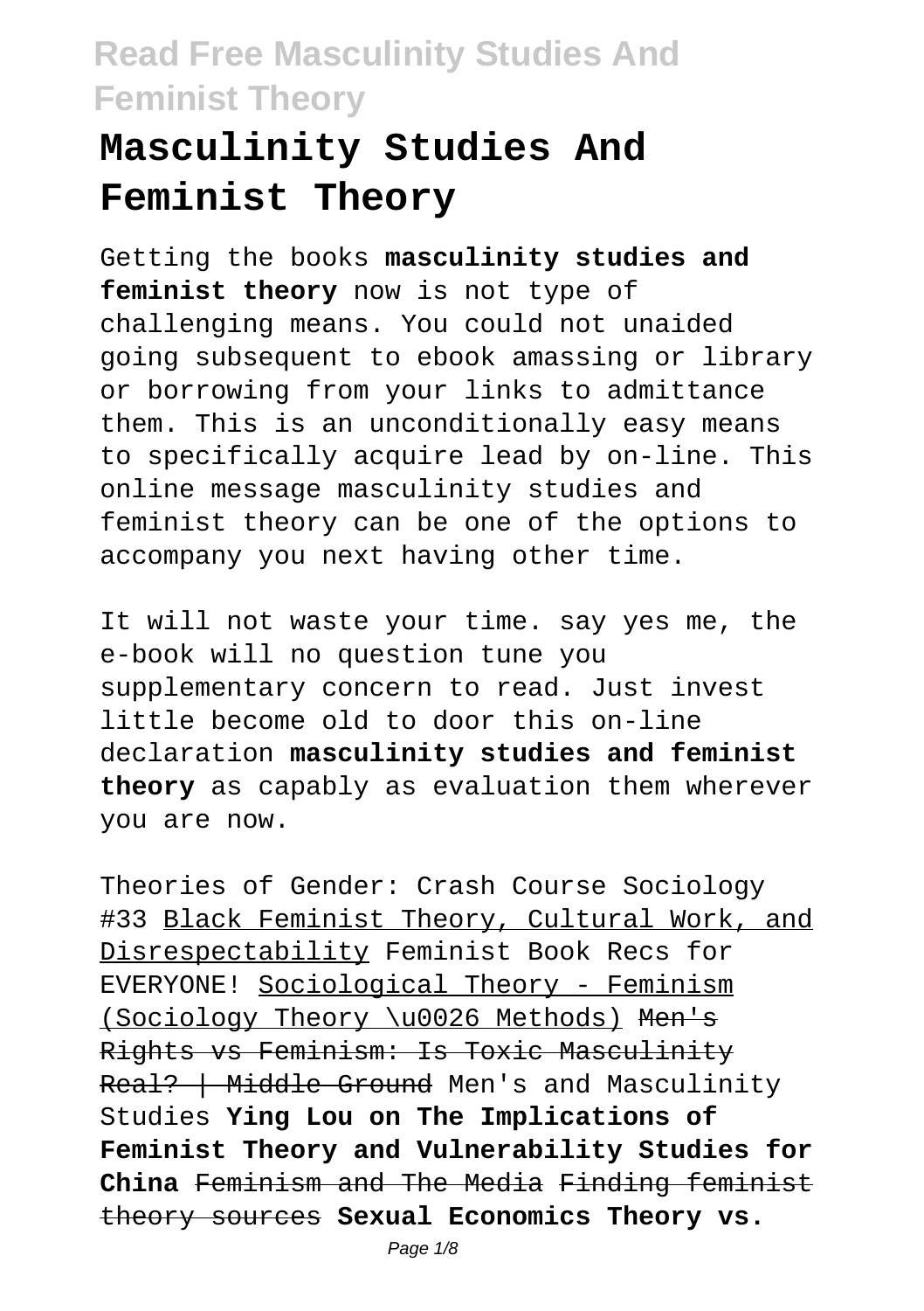# Masculinity Studies And Feminist Theory

Getting the books **masculinity studies and feminist theory** now is not type of challenging means. You could not unaided going subsequent to ebook amassing or library or borrowing from your links to admittance them. This is an unconditionally easy means to specifically acquire lead by on-line. This online message masculinity studies and feminist theory can be one of the options to accompany you next having other time.

It will not waste your time. say yes me, the e-book will no question tune you supplementary concern to read. Just invest little become old to door this on-line declaration **masculinity studies and feminist theory** as capably as evaluation them wherever you are now.

Theories of Gender: Crash Course Sociology #33 Black Feminist Theory, Cultural Work, and Disrespectability Feminist Book Recs for EVERYONE! Sociological Theory - Feminism (Sociology Theory \u0026 Methods) ~~Men's Rights vs Feminism: Is Toxic Masculinity Real? | Middle Ground~~ Men's and Masculinity Studies **Ying Lou on The Implications of Feminist Theory and Vulnerability Studies for China** ~~Feminism and The Media~~ ~~Finding feminist theory sources~~ **Sexual Economics Theory vs.**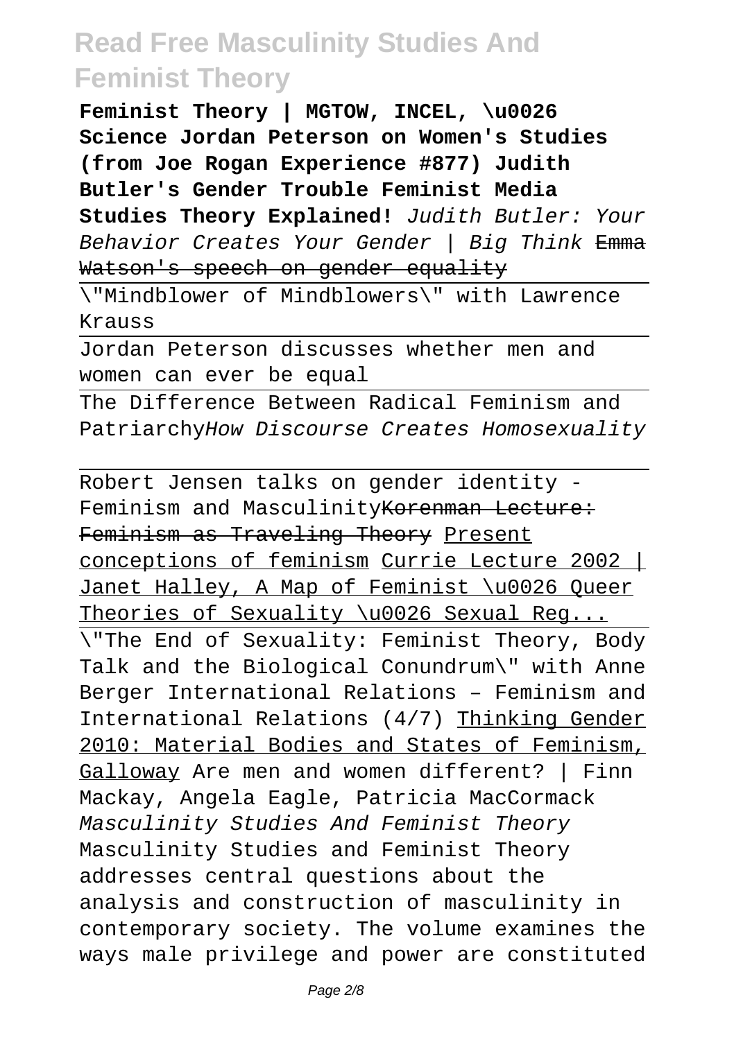**Feminist Theory | MGTOW, INCEL, \u0026 Science Jordan Peterson on Women's Studies (from Joe Rogan Experience #877) Judith Butler's Gender Trouble Feminist Media Studies Theory Explained!** *Judith Butler: Your Behavior Creates Your Gender | Big Think* ~~Emma Watson's speech on gender equality~~

\"Mindblower of Mindblowers\" with Lawrence Krauss

Jordan Peterson discusses whether men and women can ever be equal

The Difference Between Radical Feminism and Patriarchy*How Discourse Creates Homosexuality*

Robert Jensen talks on gender identity - Feminism and Masculinity~~Korenman Lecture: Feminism as Traveling Theory~~ Present conceptions of feminism Currie Lecture 2002 | Janet Halley, A Map of Feminist \u0026 Queer Theories of Sexuality \u0026 Sexual Reg...

\"The End of Sexuality: Feminist Theory, Body Talk and the Biological Conundrum\" with Anne Berger International Relations – Feminism and International Relations (4/7) Thinking Gender 2010: Material Bodies and States of Feminism, Galloway Are men and women different? | Finn Mackay, Angela Eagle, Patricia MacCormack *Masculinity Studies And Feminist Theory* Masculinity Studies and Feminist Theory addresses central questions about the analysis and construction of masculinity in contemporary society. The volume examines the ways male privilege and power are constituted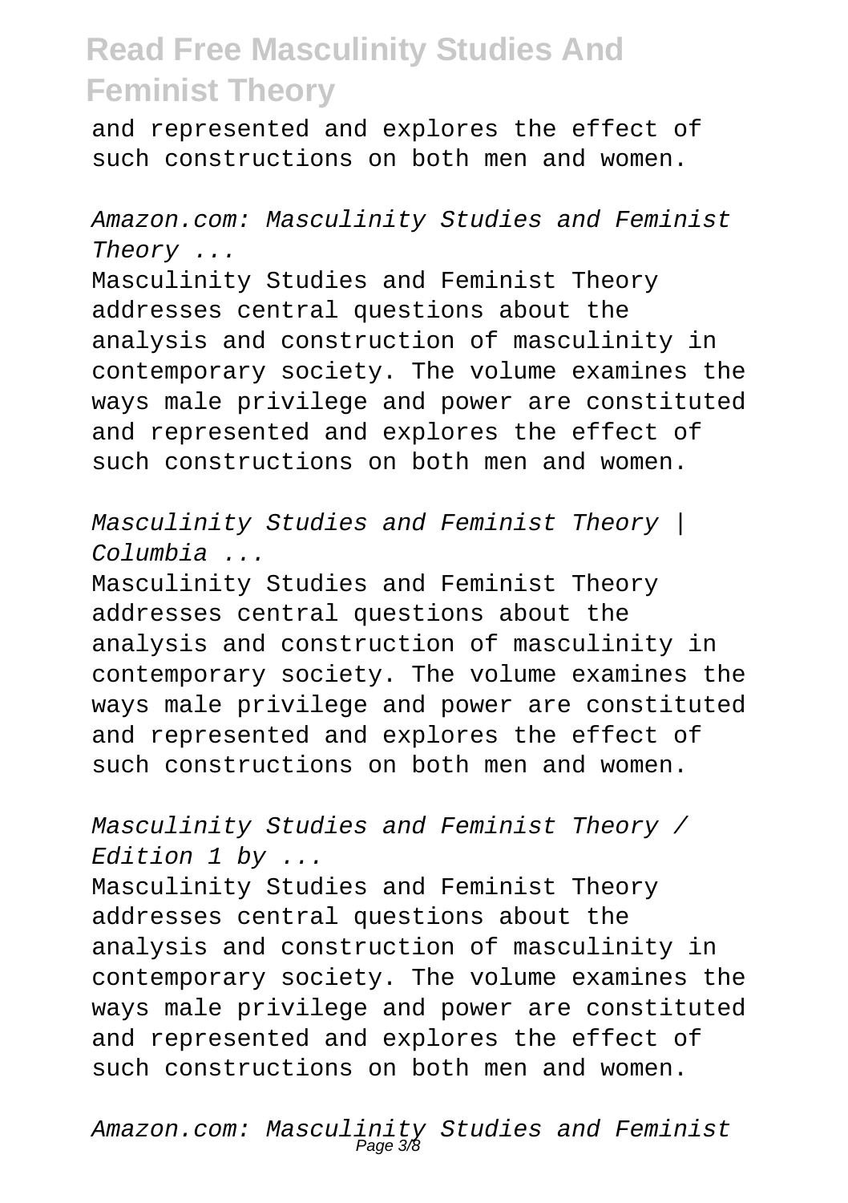and represented and explores the effect of such constructions on both men and women.

*Amazon.com: Masculinity Studies and Feminist Theory ...*

Masculinity Studies and Feminist Theory addresses central questions about the analysis and construction of masculinity in contemporary society. The volume examines the ways male privilege and power are constituted and represented and explores the effect of such constructions on both men and women.

*Masculinity Studies and Feminist Theory | Columbia ...*

Masculinity Studies and Feminist Theory addresses central questions about the analysis and construction of masculinity in contemporary society. The volume examines the ways male privilege and power are constituted and represented and explores the effect of such constructions on both men and women.

*Masculinity Studies and Feminist Theory / Edition 1 by ...*

Masculinity Studies and Feminist Theory addresses central questions about the analysis and construction of masculinity in contemporary society. The volume examines the ways male privilege and power are constituted and represented and explores the effect of such constructions on both men and women.

*Amazon.com: Masculinity Studies and Feminist*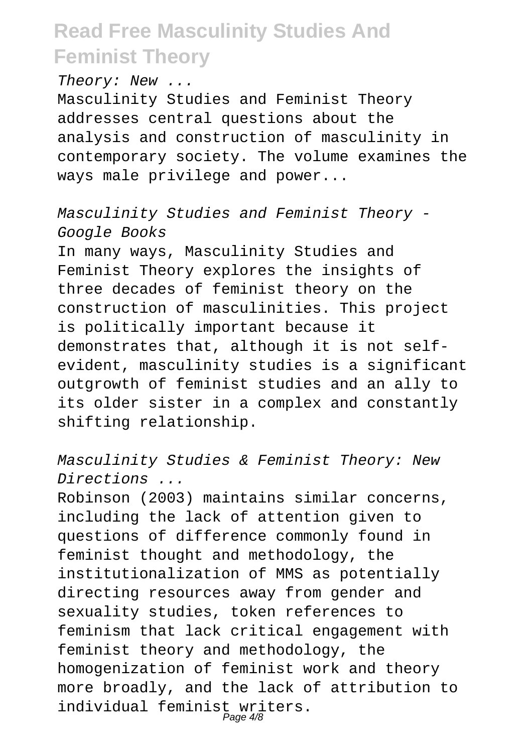Theory: New ...

Masculinity Studies and Feminist Theory addresses central questions about the analysis and construction of masculinity in contemporary society. The volume examines the ways male privilege and power...

*Masculinity Studies and Feminist Theory - Google Books*

In many ways, Masculinity Studies and Feminist Theory explores the insights of three decades of feminist theory on the construction of masculinities. This project is politically important because it demonstrates that, although it is not self-evident, masculinity studies is a significant outgrowth of feminist studies and an ally to its older sister in a complex and constantly shifting relationship.

*Masculinity Studies & Feminist Theory: New Directions ...*

Robinson (2003) maintains similar concerns, including the lack of attention given to questions of difference commonly found in feminist thought and methodology, the institutionalization of MMS as potentially directing resources away from gender and sexuality studies, token references to feminism that lack critical engagement with feminist theory and methodology, the homogenization of feminist work and theory more broadly, and the lack of attribution to individual feminist writers.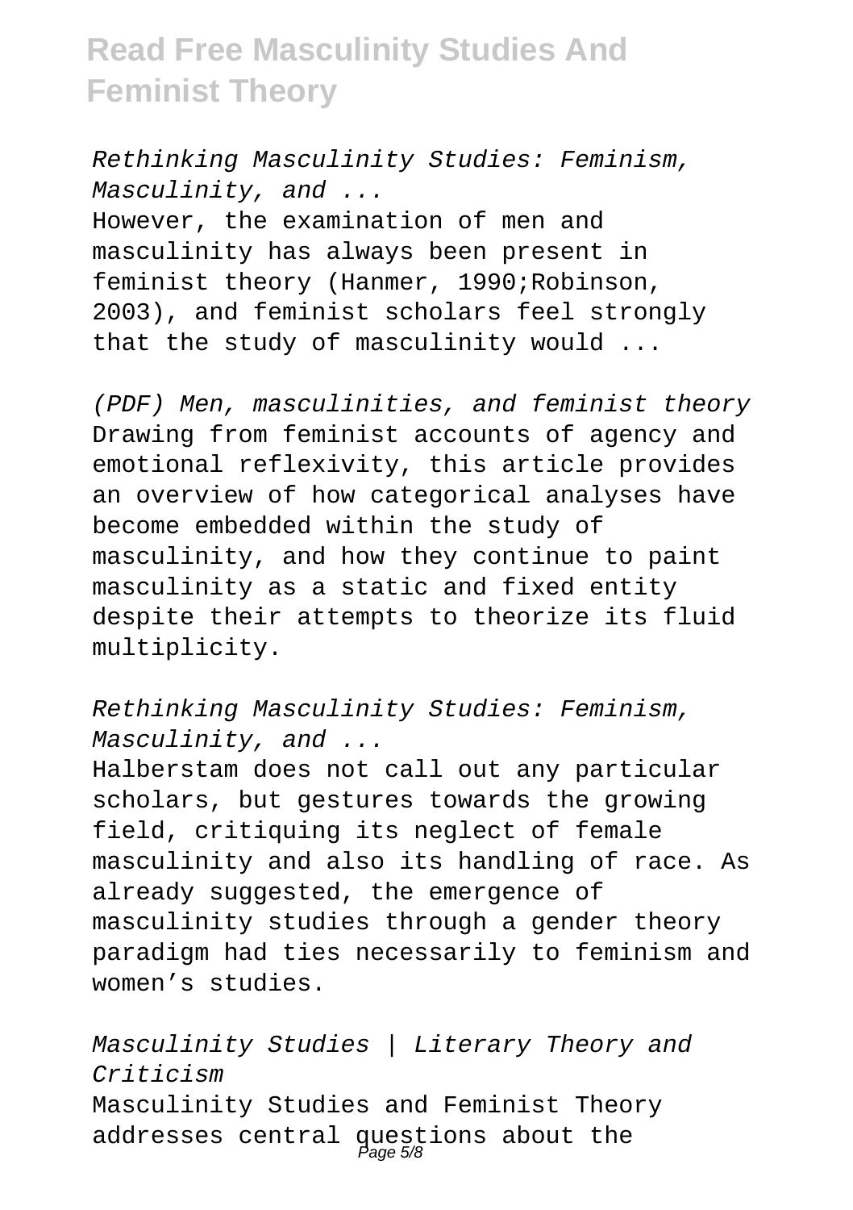*Rethinking Masculinity Studies: Feminism, Masculinity, and ...*
However, the examination of men and masculinity has always been present in feminist theory (Hanmer, 1990;Robinson, 2003), and feminist scholars feel strongly that the study of masculinity would ...

*(PDF) Men, masculinities, and feminist theory*
Drawing from feminist accounts of agency and emotional reflexivity, this article provides an overview of how categorical analyses have become embedded within the study of masculinity, and how they continue to paint masculinity as a static and fixed entity despite their attempts to theorize its fluid multiplicity.

*Rethinking Masculinity Studies: Feminism, Masculinity, and ...*
Halberstam does not call out any particular scholars, but gestures towards the growing field, critiquing its neglect of female masculinity and also its handling of race. As already suggested, the emergence of masculinity studies through a gender theory paradigm had ties necessarily to feminism and women's studies.

*Masculinity Studies | Literary Theory and Criticism*
Masculinity Studies and Feminist Theory addresses central questions about the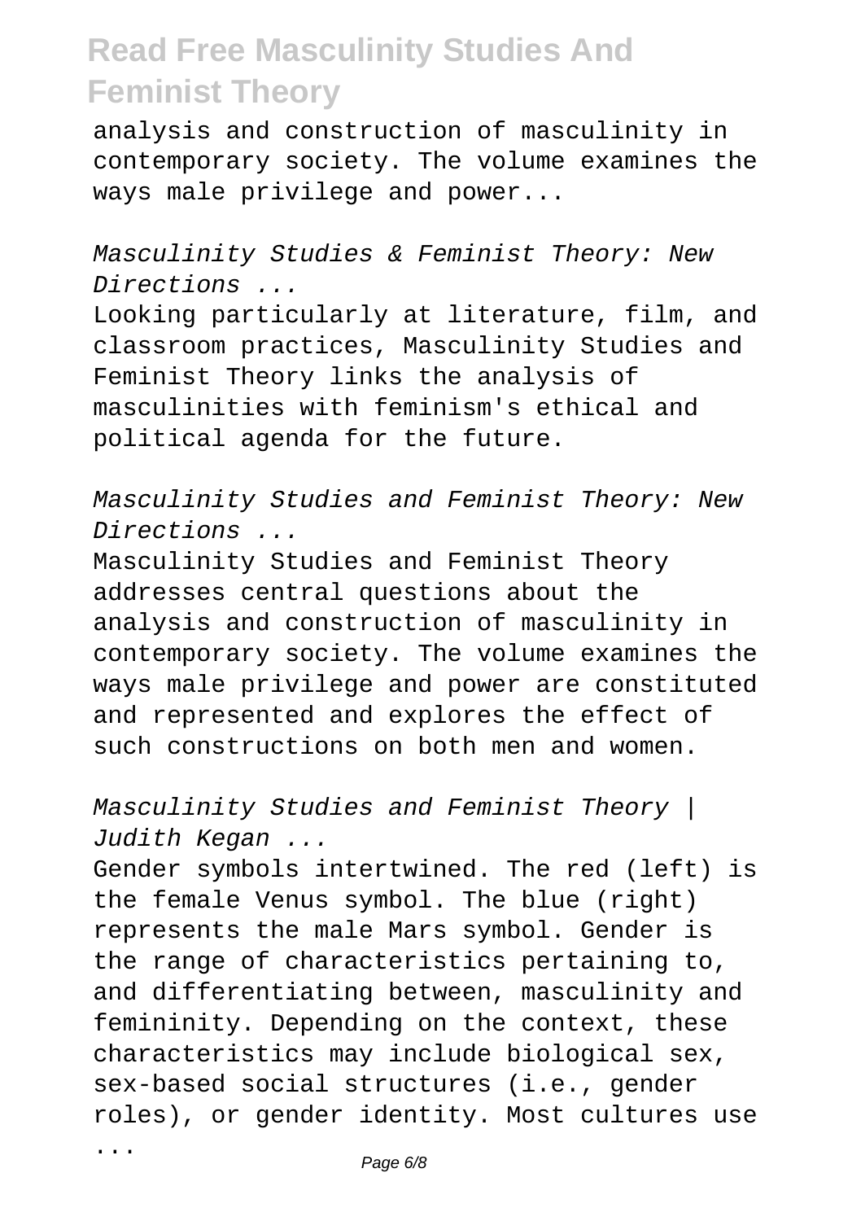analysis and construction of masculinity in contemporary society. The volume examines the ways male privilege and power...

*Masculinity Studies & Feminist Theory: New Directions ...*

Looking particularly at literature, film, and classroom practices, Masculinity Studies and Feminist Theory links the analysis of masculinities with feminism's ethical and political agenda for the future.

*Masculinity Studies and Feminist Theory: New Directions ...*

Masculinity Studies and Feminist Theory addresses central questions about the analysis and construction of masculinity in contemporary society. The volume examines the ways male privilege and power are constituted and represented and explores the effect of such constructions on both men and women.

*Masculinity Studies and Feminist Theory | Judith Kegan ...*

Gender symbols intertwined. The red (left) is the female Venus symbol. The blue (right) represents the male Mars symbol. Gender is the range of characteristics pertaining to, and differentiating between, masculinity and femininity. Depending on the context, these characteristics may include biological sex, sex-based social structures (i.e., gender roles), or gender identity. Most cultures use ...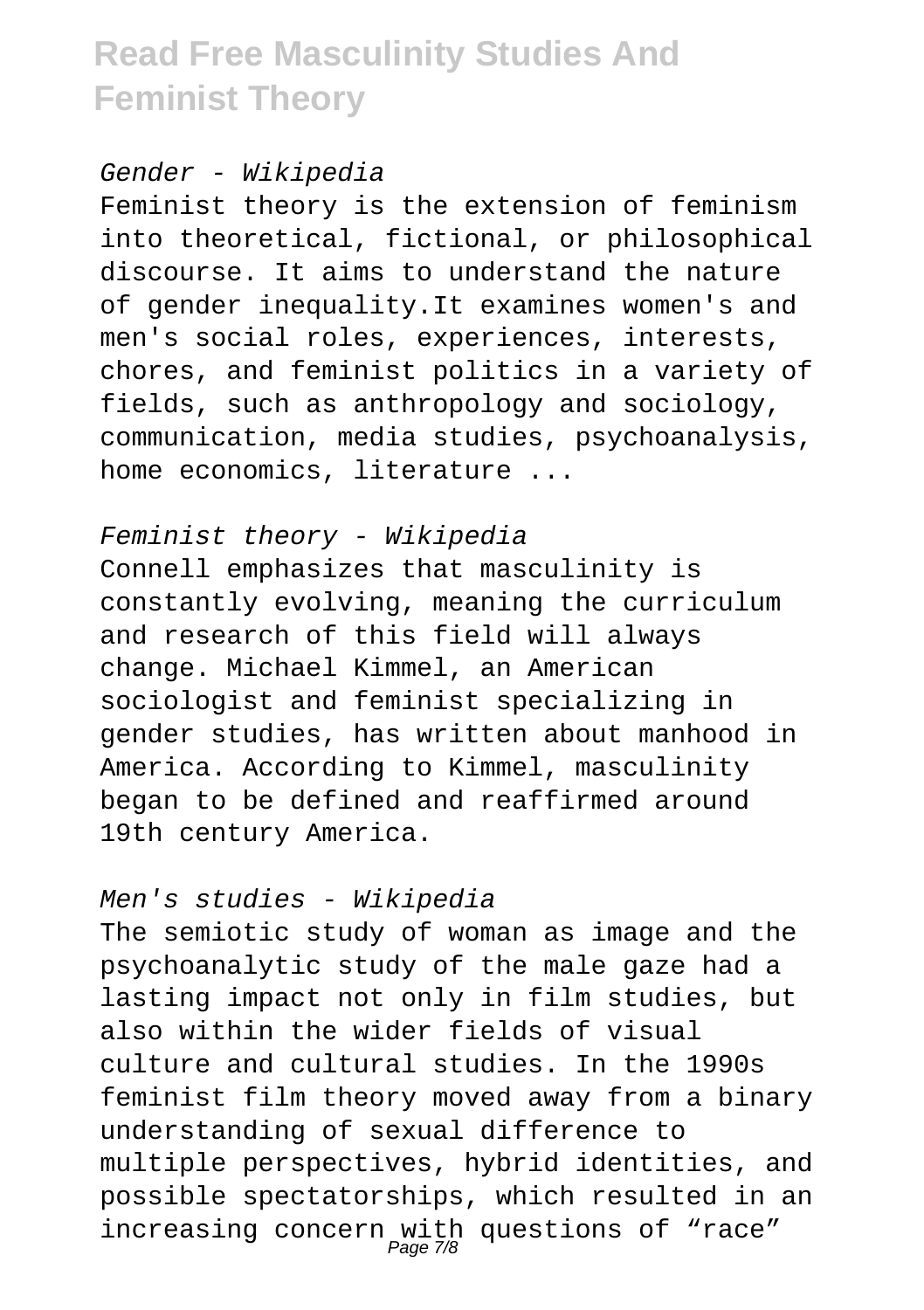*Gender - Wikipedia*

Feminist theory is the extension of feminism into theoretical, fictional, or philosophical discourse. It aims to understand the nature of gender inequality.It examines women's and men's social roles, experiences, interests, chores, and feminist politics in a variety of fields, such as anthropology and sociology, communication, media studies, psychoanalysis, home economics, literature ...

*Feminist theory - Wikipedia*

Connell emphasizes that masculinity is constantly evolving, meaning the curriculum and research of this field will always change. Michael Kimmel, an American sociologist and feminist specializing in gender studies, has written about manhood in America. According to Kimmel, masculinity began to be defined and reaffirmed around 19th century America.

*Men's studies - Wikipedia*

The semiotic study of woman as image and the psychoanalytic study of the male gaze had a lasting impact not only in film studies, but also within the wider fields of visual culture and cultural studies. In the 1990s feminist film theory moved away from a binary understanding of sexual difference to multiple perspectives, hybrid identities, and possible spectatorships, which resulted in an increasing concern with questions of "race"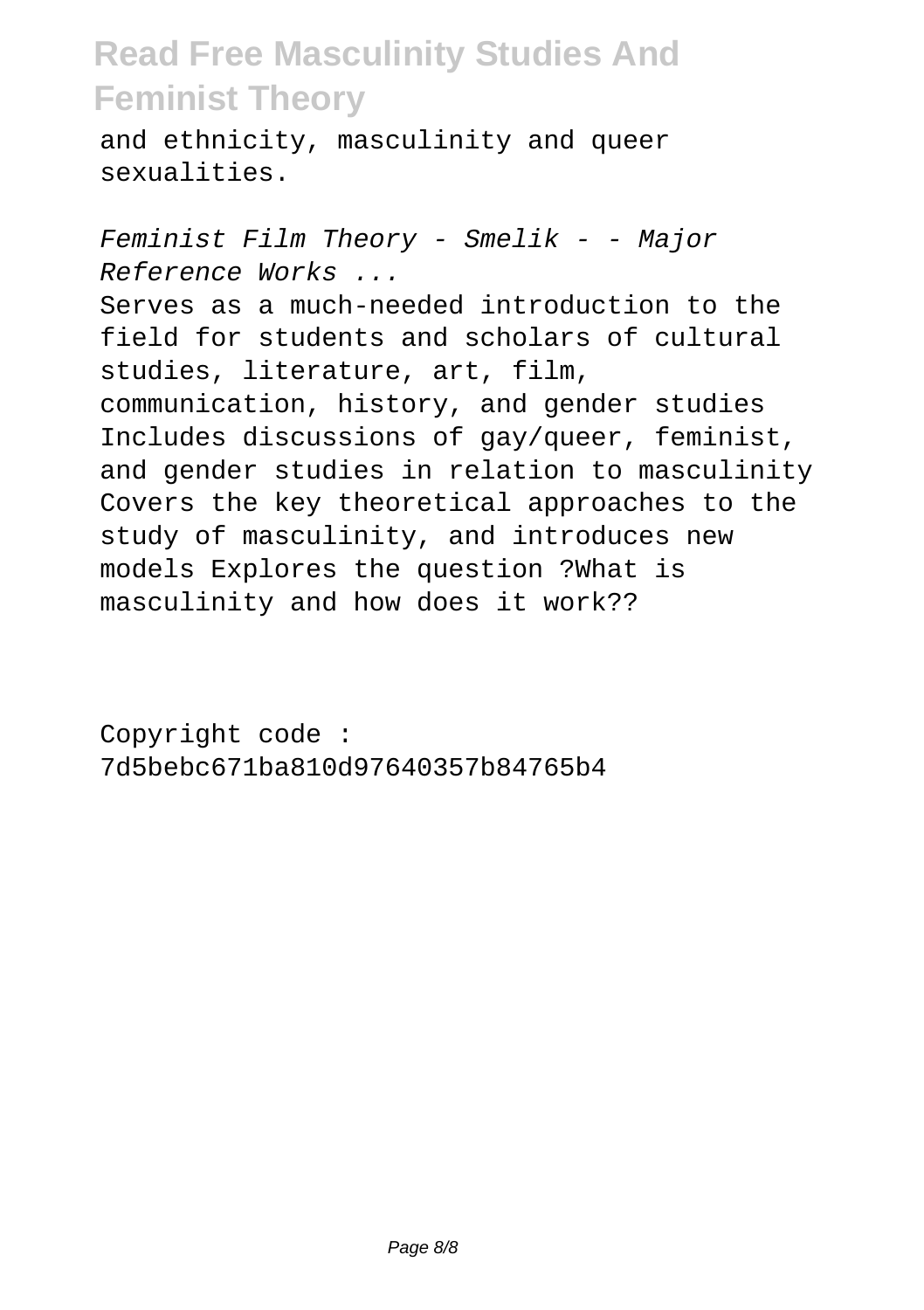and ethnicity, masculinity and queer sexualities.

*Feminist Film Theory - Smelik - - Major Reference Works ...*

Serves as a much-needed introduction to the field for students and scholars of cultural studies, literature, art, film, communication, history, and gender studies Includes discussions of gay/queer, feminist, and gender studies in relation to masculinity Covers the key theoretical approaches to the study of masculinity, and introduces new models Explores the question ?What is masculinity and how does it work??

Copyright code : 7d5bebc671ba810d97640357b84765b4